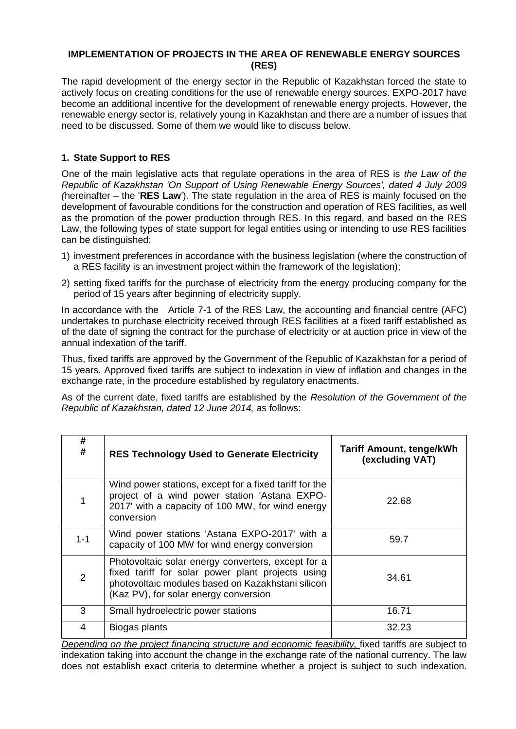# IMPLEMENTATION OF PROJECTS IN THE AREA OF RENEWABLE ENERGY SOURCES (RES)

The rapid development of the energy sector in the Republic of Kazakhstan forced the state to actively focus on creating conditions for the use of renewable energy sources. EXPO-2017 have become an additional incentive for the development of renewable energy projects. However, the renewable energy sector is, relatively young in Kazakhstan and there are a number of issues that need to be discussed. Some of them we would like to discuss below.

## 1. State Support to RES

One of the main legislative acts that regulate operations in the area of RES is *the Law of the Republic of Kazakhstan 'On Support of Using Renewable Energy Sources', dated 4 July 2009 (*hereinafter – the '**RES Law**'). The state regulation in the area of RES is mainly focused on the development of favourable conditions for the construction and operation of RES facilities, as well as the promotion of the power production through RES. In this regard, and based on the RES Law, the following types of state support for legal entities using or intending to use RES facilities can be distinguished:

1) investment preferences in accordance with the business legislation (where the construction of a RES facility is an investment project within the framework of the legislation);
2) setting fixed tariffs for the purchase of electricity from the energy producing company for the period of 15 years after beginning of electricity supply.

In accordance with the Article 7-1 of the RES Law, the accounting and financial centre (AFC) undertakes to purchase electricity received through RES facilities at a fixed tariff established as of the date of signing the contract for the purchase of electricity or at auction price in view of the annual indexation of the tariff.

Thus, fixed tariffs are approved by the Government of the Republic of Kazakhstan for a period of 15 years. Approved fixed tariffs are subject to indexation in view of inflation and changes in the exchange rate, in the procedure established by regulatory enactments.

As of the current date, fixed tariffs are established by the *Resolution of the Government of the Republic of Kazakhstan, dated 12 June 2014,* as follows:

| ## | RES Technology Used to Generate Electricity | Tariff Amount, tenge/kWh (excluding VAT) |
|---|---|---|
| 1 | Wind power stations, except for a fixed tariff for the project of a wind power station 'Astana EXPO-2017' with a capacity of 100 MW, for wind energy conversion | 22.68 |
| 1-1 | Wind power stations 'Astana EXPO-2017' with a capacity of 100 MW for wind energy conversion | 59.7 |
| 2 | Photovoltaic solar energy converters, except for a fixed tariff for solar power plant projects using photovoltaic modules based on Kazakhstani silicon (Kaz PV), for solar energy conversion | 34.61 |
| 3 | Small hydroelectric power stations | 16.71 |
| 4 | Biogas plants | 32.23 |

*Depending on the project financing structure and economic feasibility,* fixed tariffs are subject to indexation taking into account the change in the exchange rate of the national currency. The law does not establish exact criteria to determine whether a project is subject to such indexation.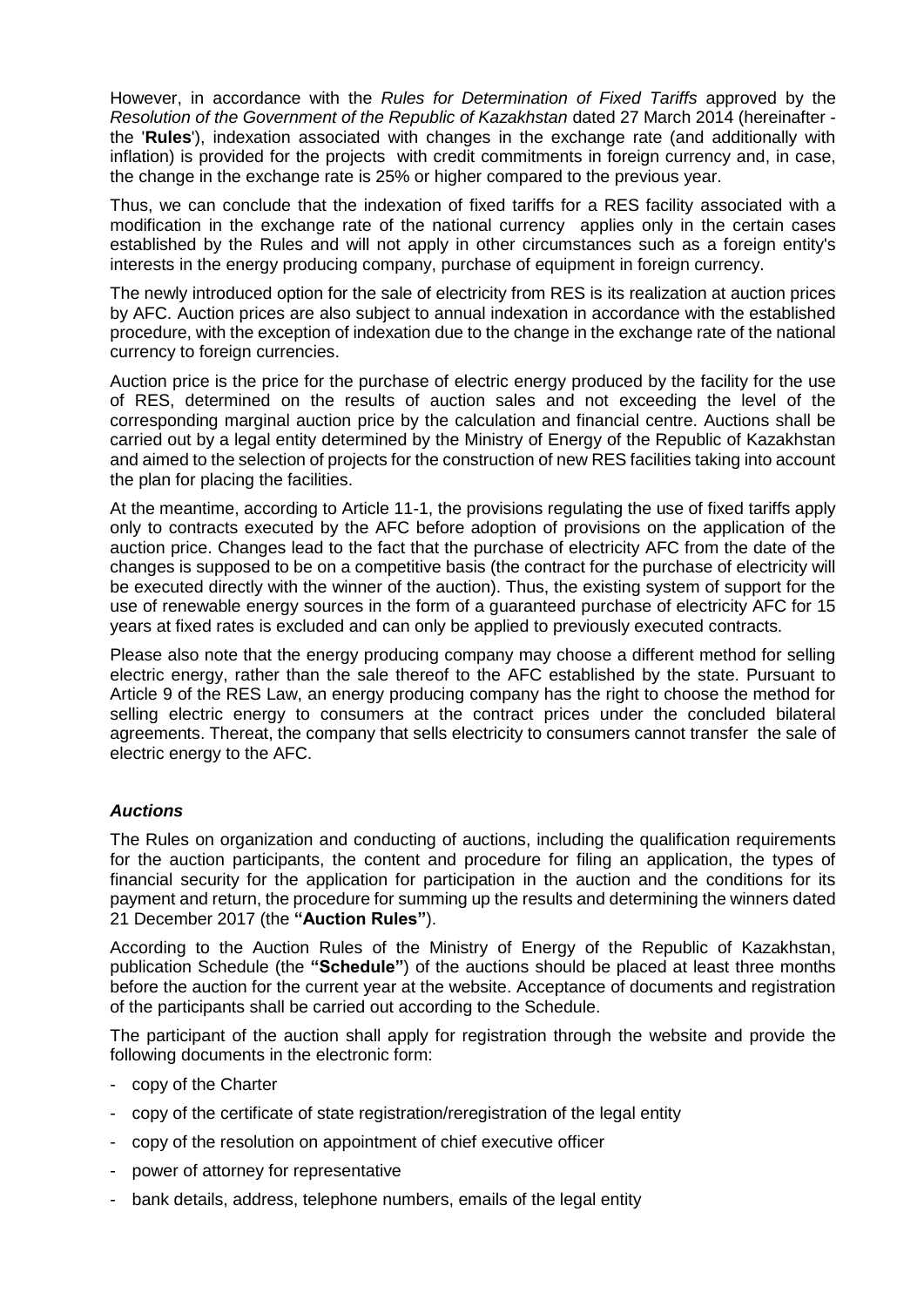However, in accordance with the *Rules for Determination of Fixed Tariffs* approved by the *Resolution of the Government of the Republic of Kazakhstan* dated 27 March 2014 (hereinafter - the '**Rules**'), indexation associated with changes in the exchange rate (and additionally with inflation) is provided for the projects with credit commitments in foreign currency and, in case, the change in the exchange rate is 25% or higher compared to the previous year.

Thus, we can conclude that the indexation of fixed tariffs for a RES facility associated with a modification in the exchange rate of the national currency applies only in the certain cases established by the Rules and will not apply in other circumstances such as a foreign entity's interests in the energy producing company, purchase of equipment in foreign currency.

The newly introduced option for the sale of electricity from RES is its realization at auction prices by AFC. Auction prices are also subject to annual indexation in accordance with the established procedure, with the exception of indexation due to the change in the exchange rate of the national currency to foreign currencies.

Auction price is the price for the purchase of electric energy produced by the facility for the use of RES, determined on the results of auction sales and not exceeding the level of the corresponding marginal auction price by the calculation and financial centre. Auctions shall be carried out by a legal entity determined by the Ministry of Energy of the Republic of Kazakhstan and aimed to the selection of projects for the construction of new RES facilities taking into account the plan for placing the facilities.

At the meantime, according to Article 11-1, the provisions regulating the use of fixed tariffs apply only to contracts executed by the AFC before adoption of provisions on the application of the auction price. Changes lead to the fact that the purchase of electricity AFC from the date of the changes is supposed to be on a competitive basis (the contract for the purchase of electricity will be executed directly with the winner of the auction). Thus, the existing system of support for the use of renewable energy sources in the form of a guaranteed purchase of electricity AFC for 15 years at fixed rates is excluded and can only be applied to previously executed contracts.

Please also note that the energy producing company may choose a different method for selling electric energy, rather than the sale thereof to the AFC established by the state. Pursuant to Article 9 of the RES Law, an energy producing company has the right to choose the method for selling electric energy to consumers at the contract prices under the concluded bilateral agreements. Thereat, the company that sells electricity to consumers cannot transfer the sale of electric energy to the AFC.

### *Auctions*

The Rules on organization and conducting of auctions, including the qualification requirements for the auction participants, the content and procedure for filing an application, the types of financial security for the application for participation in the auction and the conditions for its payment and return, the procedure for summing up the results and determining the winners dated 21 December 2017 (the **"Auction Rules"**).

According to the Auction Rules of the Ministry of Energy of the Republic of Kazakhstan, publication Schedule (the **"Schedule"**) of the auctions should be placed at least three months before the auction for the current year at the website. Acceptance of documents and registration of the participants shall be carried out according to the Schedule.

The participant of the auction shall apply for registration through the website and provide the following documents in the electronic form:

- copy of the Charter
- copy of the certificate of state registration/reregistration of the legal entity
- copy of the resolution on appointment of chief executive officer
- power of attorney for representative
- bank details, address, telephone numbers, emails of the legal entity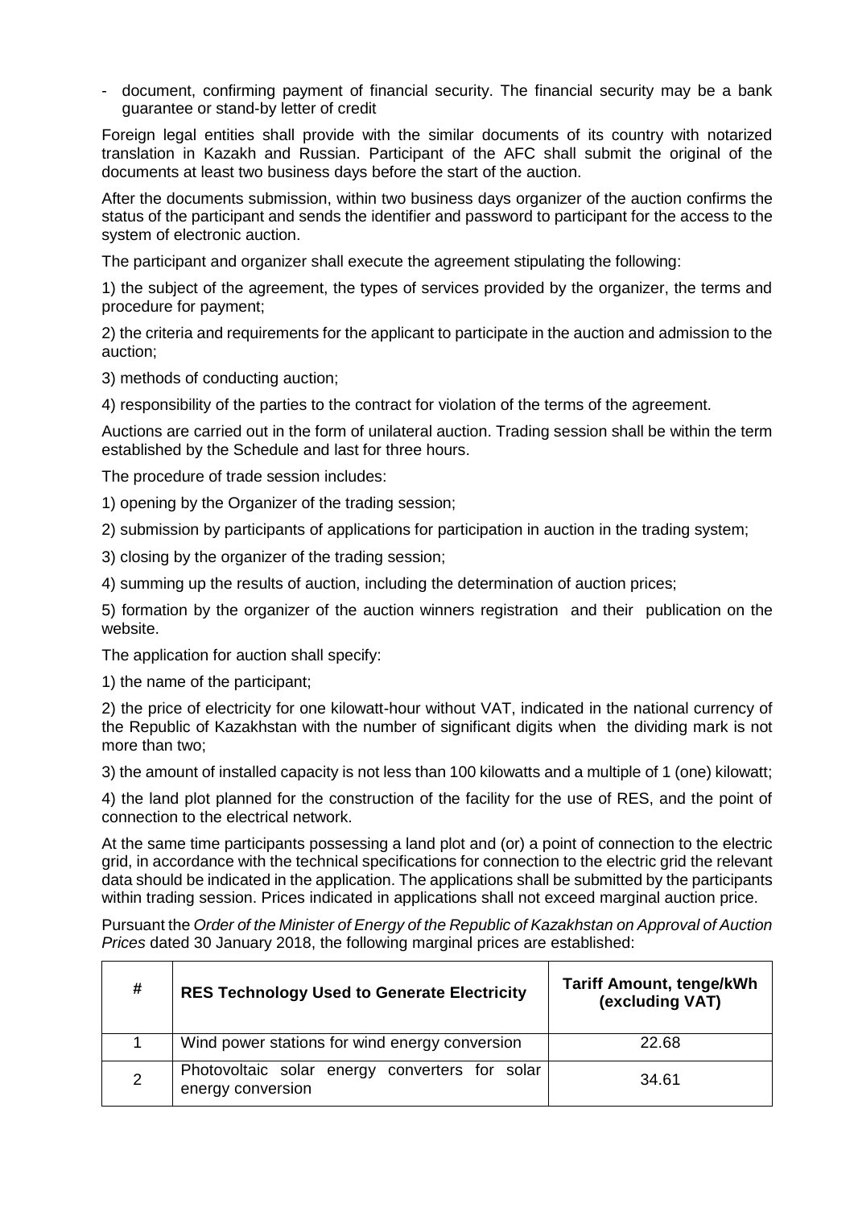- document, confirming payment of financial security. The financial security may be a bank guarantee or stand-by letter of credit

Foreign legal entities shall provide with the similar documents of its country with notarized translation in Kazakh and Russian. Participant of the AFC shall submit the original of the documents at least two business days before the start of the auction.

After the documents submission, within two business days organizer of the auction confirms the status of the participant and sends the identifier and password to participant for the access to the system of electronic auction.

The participant and organizer shall execute the agreement stipulating the following:

1) the subject of the agreement, the types of services provided by the organizer, the terms and procedure for payment;

2) the criteria and requirements for the applicant to participate in the auction and admission to the auction;

3) methods of conducting auction;

4) responsibility of the parties to the contract for violation of the terms of the agreement.

Auctions are carried out in the form of unilateral auction. Trading session shall be within the term established by the Schedule and last for three hours.

The procedure of trade session includes:

1) opening by the Organizer of the trading session;

2) submission by participants of applications for participation in auction in the trading system;

3) closing by the organizer of the trading session;

4) summing up the results of auction, including the determination of auction prices;

5) formation by the organizer of the auction winners registration and their publication on the website.

The application for auction shall specify:

1) the name of the participant;

2) the price of electricity for one kilowatt-hour without VAT, indicated in the national currency of the Republic of Kazakhstan with the number of significant digits when the dividing mark is not more than two;

3) the amount of installed capacity is not less than 100 kilowatts and a multiple of 1 (one) kilowatt;

4) the land plot planned for the construction of the facility for the use of RES, and the point of connection to the electrical network.

At the same time participants possessing a land plot and (or) a point of connection to the electric grid, in accordance with the technical specifications for connection to the electric grid the relevant data should be indicated in the application. The applications shall be submitted by the participants within trading session. Prices indicated in applications shall not exceed marginal auction price.

Pursuant the *Order of the Minister of Energy of the Republic of Kazakhstan on Approval of Auction Prices* dated 30 January 2018, the following marginal prices are established:

| # | RES Technology Used to Generate Electricity | Tariff Amount, tenge/kWh (excluding VAT) |
|---|---|---|
| 1 | Wind power stations for wind energy conversion | 22.68 |
| 2 | Photovoltaic solar energy converters for solar energy conversion | 34.61 |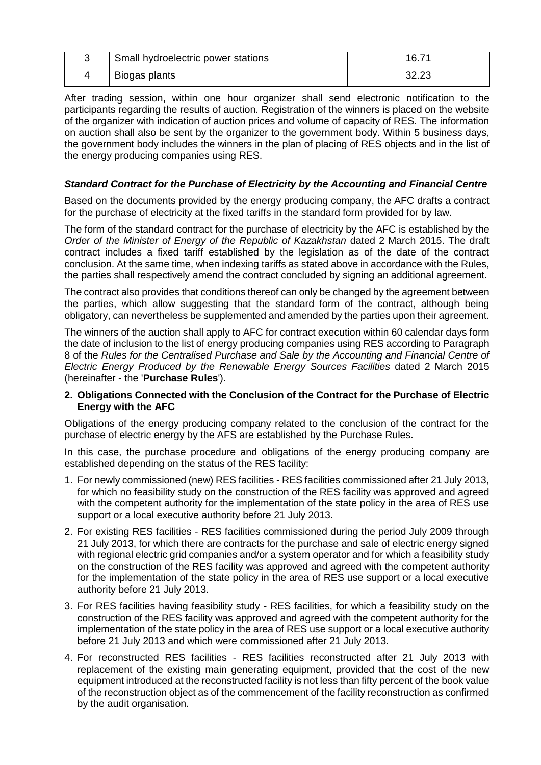| | | |
|---|---|---|
| 3 | Small hydroelectric power stations | 16.71 |
| 4 | Biogas plants | 32.23 |

After trading session, within one hour organizer shall send electronic notification to the participants regarding the results of auction. Registration of the winners is placed on the website of the organizer with indication of auction prices and volume of capacity of RES. The information on auction shall also be sent by the organizer to the government body. Within 5 business days, the government body includes the winners in the plan of placing of RES objects and in the list of the energy producing companies using RES.

***Standard Contract for the Purchase of Electricity by the Accounting and Financial Centre***

Based on the documents provided by the energy producing company, the AFC drafts a contract for the purchase of electricity at the fixed tariffs in the standard form provided for by law.

The form of the standard contract for the purchase of electricity by the AFC is established by the *Order of the Minister of Energy of the Republic of Kazakhstan* dated 2 March 2015. The draft contract includes a fixed tariff established by the legislation as of the date of the contract conclusion. At the same time, when indexing tariffs as stated above in accordance with the Rules, the parties shall respectively amend the contract concluded by signing an additional agreement.

The contract also provides that conditions thereof can only be changed by the agreement between the parties, which allow suggesting that the standard form of the contract, although being obligatory, can nevertheless be supplemented and amended by the parties upon their agreement.

The winners of the auction shall apply to AFC for contract execution within 60 calendar days form the date of inclusion to the list of energy producing companies using RES according to Paragraph 8 of the *Rules for the Centralised Purchase and Sale by the Accounting and Financial Centre of Electric Energy Produced by the Renewable Energy Sources Facilities* dated 2 March 2015 (hereinafter - the '**Purchase Rules**').

**2. Obligations Connected with the Conclusion of the Contract for the Purchase of Electric Energy with the AFC**

Obligations of the energy producing company related to the conclusion of the contract for the purchase of electric energy by the AFS are established by the Purchase Rules.

In this case, the purchase procedure and obligations of the energy producing company are established depending on the status of the RES facility:

1. For newly commissioned (new) RES facilities - RES facilities commissioned after 21 July 2013, for which no feasibility study on the construction of the RES facility was approved and agreed with the competent authority for the implementation of the state policy in the area of RES use support or a local executive authority before 21 July 2013.
2. For existing RES facilities - RES facilities commissioned during the period July 2009 through 21 July 2013, for which there are contracts for the purchase and sale of electric energy signed with regional electric grid companies and/or a system operator and for which a feasibility study on the construction of the RES facility was approved and agreed with the competent authority for the implementation of the state policy in the area of RES use support or a local executive authority before 21 July 2013.
3. For RES facilities having feasibility study - RES facilities, for which a feasibility study on the construction of the RES facility was approved and agreed with the competent authority for the implementation of the state policy in the area of RES use support or a local executive authority before 21 July 2013 and which were commissioned after 21 July 2013.
4. For reconstructed RES facilities - RES facilities reconstructed after 21 July 2013 with replacement of the existing main generating equipment, provided that the cost of the new equipment introduced at the reconstructed facility is not less than fifty percent of the book value of the reconstruction object as of the commencement of the facility reconstruction as confirmed by the audit organisation.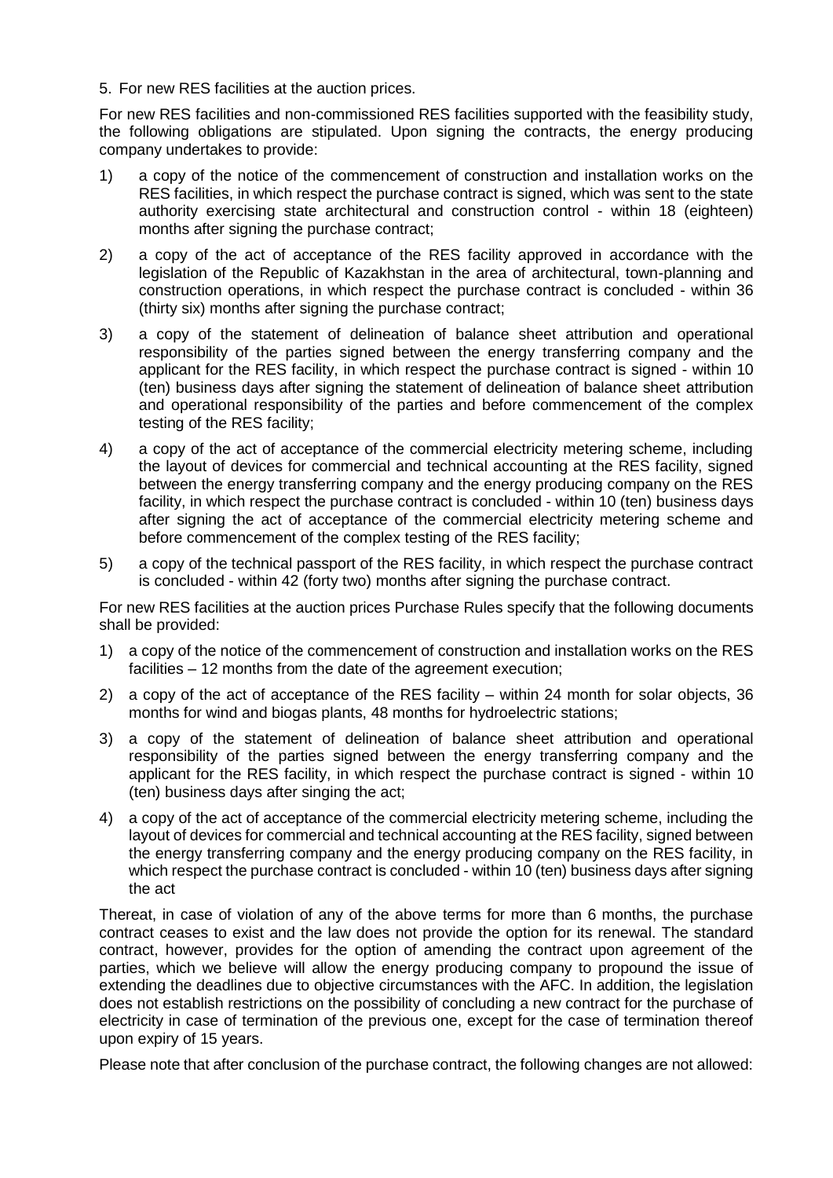5. For new RES facilities at the auction prices.

For new RES facilities and non-commissioned RES facilities supported with the feasibility study, the following obligations are stipulated. Upon signing the contracts, the energy producing company undertakes to provide:

1) a copy of the notice of the commencement of construction and installation works on the RES facilities, in which respect the purchase contract is signed, which was sent to the state authority exercising state architectural and construction control - within 18 (eighteen) months after signing the purchase contract;
2) a copy of the act of acceptance of the RES facility approved in accordance with the legislation of the Republic of Kazakhstan in the area of architectural, town-planning and construction operations, in which respect the purchase contract is concluded - within 36 (thirty six) months after signing the purchase contract;
3) a copy of the statement of delineation of balance sheet attribution and operational responsibility of the parties signed between the energy transferring company and the applicant for the RES facility, in which respect the purchase contract is signed - within 10 (ten) business days after signing the statement of delineation of balance sheet attribution and operational responsibility of the parties and before commencement of the complex testing of the RES facility;
4) a copy of the act of acceptance of the commercial electricity metering scheme, including the layout of devices for commercial and technical accounting at the RES facility, signed between the energy transferring company and the energy producing company on the RES facility, in which respect the purchase contract is concluded - within 10 (ten) business days after signing the act of acceptance of the commercial electricity metering scheme and before commencement of the complex testing of the RES facility;
5) a copy of the technical passport of the RES facility, in which respect the purchase contract is concluded - within 42 (forty two) months after signing the purchase contract.

For new RES facilities at the auction prices Purchase Rules specify that the following documents shall be provided:

1) a copy of the notice of the commencement of construction and installation works on the RES facilities – 12 months from the date of the agreement execution;
2) a copy of the act of acceptance of the RES facility – within 24 month for solar objects, 36 months for wind and biogas plants, 48 months for hydroelectric stations;
3) a copy of the statement of delineation of balance sheet attribution and operational responsibility of the parties signed between the energy transferring company and the applicant for the RES facility, in which respect the purchase contract is signed - within 10 (ten) business days after singing the act;
4) a copy of the act of acceptance of the commercial electricity metering scheme, including the layout of devices for commercial and technical accounting at the RES facility, signed between the energy transferring company and the energy producing company on the RES facility, in which respect the purchase contract is concluded - within 10 (ten) business days after signing the act

Thereat, in case of violation of any of the above terms for more than 6 months, the purchase contract ceases to exist and the law does not provide the option for its renewal. The standard contract, however, provides for the option of amending the contract upon agreement of the parties, which we believe will allow the energy producing company to propound the issue of extending the deadlines due to objective circumstances with the AFC. In addition, the legislation does not establish restrictions on the possibility of concluding a new contract for the purchase of electricity in case of termination of the previous one, except for the case of termination thereof upon expiry of 15 years.

Please note that after conclusion of the purchase contract, the following changes are not allowed: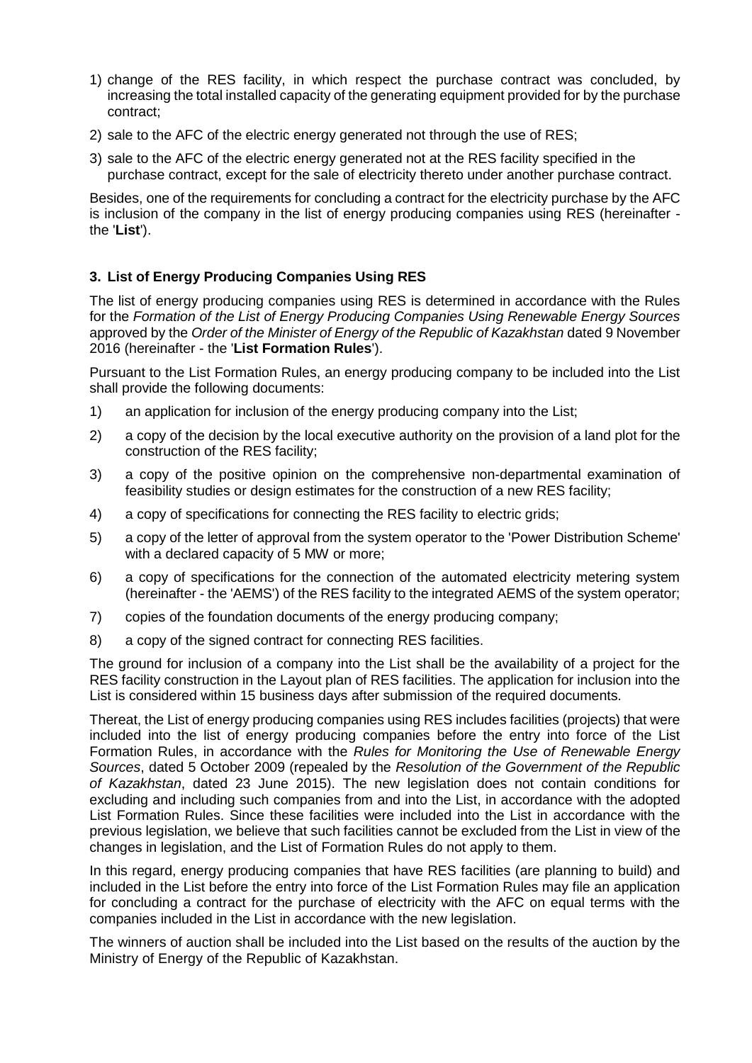1) change of the RES facility, in which respect the purchase contract was concluded, by increasing the total installed capacity of the generating equipment provided for by the purchase contract;

2) sale to the AFC of the electric energy generated not through the use of RES;

3) sale to the AFC of the electric energy generated not at the RES facility specified in the purchase contract, except for the sale of electricity thereto under another purchase contract.

Besides, one of the requirements for concluding a contract for the electricity purchase by the AFC is inclusion of the company in the list of energy producing companies using RES (hereinafter - the '**List**').

### 3. List of Energy Producing Companies Using RES

The list of energy producing companies using RES is determined in accordance with the Rules for the *Formation of the List of Energy Producing Companies Using Renewable Energy Sources* approved by the *Order of the Minister of Energy of the Republic of Kazakhstan* dated 9 November 2016 (hereinafter - the '**List Formation Rules**').

Pursuant to the List Formation Rules, an energy producing company to be included into the List shall provide the following documents:

1) an application for inclusion of the energy producing company into the List;

2) a copy of the decision by the local executive authority on the provision of a land plot for the construction of the RES facility;

3) a copy of the positive opinion on the comprehensive non-departmental examination of feasibility studies or design estimates for the construction of a new RES facility;

4) a copy of specifications for connecting the RES facility to electric grids;

5) a copy of the letter of approval from the system operator to the 'Power Distribution Scheme' with a declared capacity of 5 MW or more;

6) a copy of specifications for the connection of the automated electricity metering system (hereinafter - the 'AEMS') of the RES facility to the integrated AEMS of the system operator;

7) copies of the foundation documents of the energy producing company;

8) a copy of the signed contract for connecting RES facilities.

The ground for inclusion of a company into the List shall be the availability of a project for the RES facility construction in the Layout plan of RES facilities. The application for inclusion into the List is considered within 15 business days after submission of the required documents.

Thereat, the List of energy producing companies using RES includes facilities (projects) that were included into the list of energy producing companies before the entry into force of the List Formation Rules, in accordance with the *Rules for Monitoring the Use of Renewable Energy Sources*, dated 5 October 2009 (repealed by the *Resolution of the Government of the Republic of Kazakhstan*, dated 23 June 2015). The new legislation does not contain conditions for excluding and including such companies from and into the List, in accordance with the adopted List Formation Rules. Since these facilities were included into the List in accordance with the previous legislation, we believe that such facilities cannot be excluded from the List in view of the changes in legislation, and the List of Formation Rules do not apply to them.

In this regard, energy producing companies that have RES facilities (are planning to build) and included in the List before the entry into force of the List Formation Rules may file an application for concluding a contract for the purchase of electricity with the AFC on equal terms with the companies included in the List in accordance with the new legislation.

The winners of auction shall be included into the List based on the results of the auction by the Ministry of Energy of the Republic of Kazakhstan.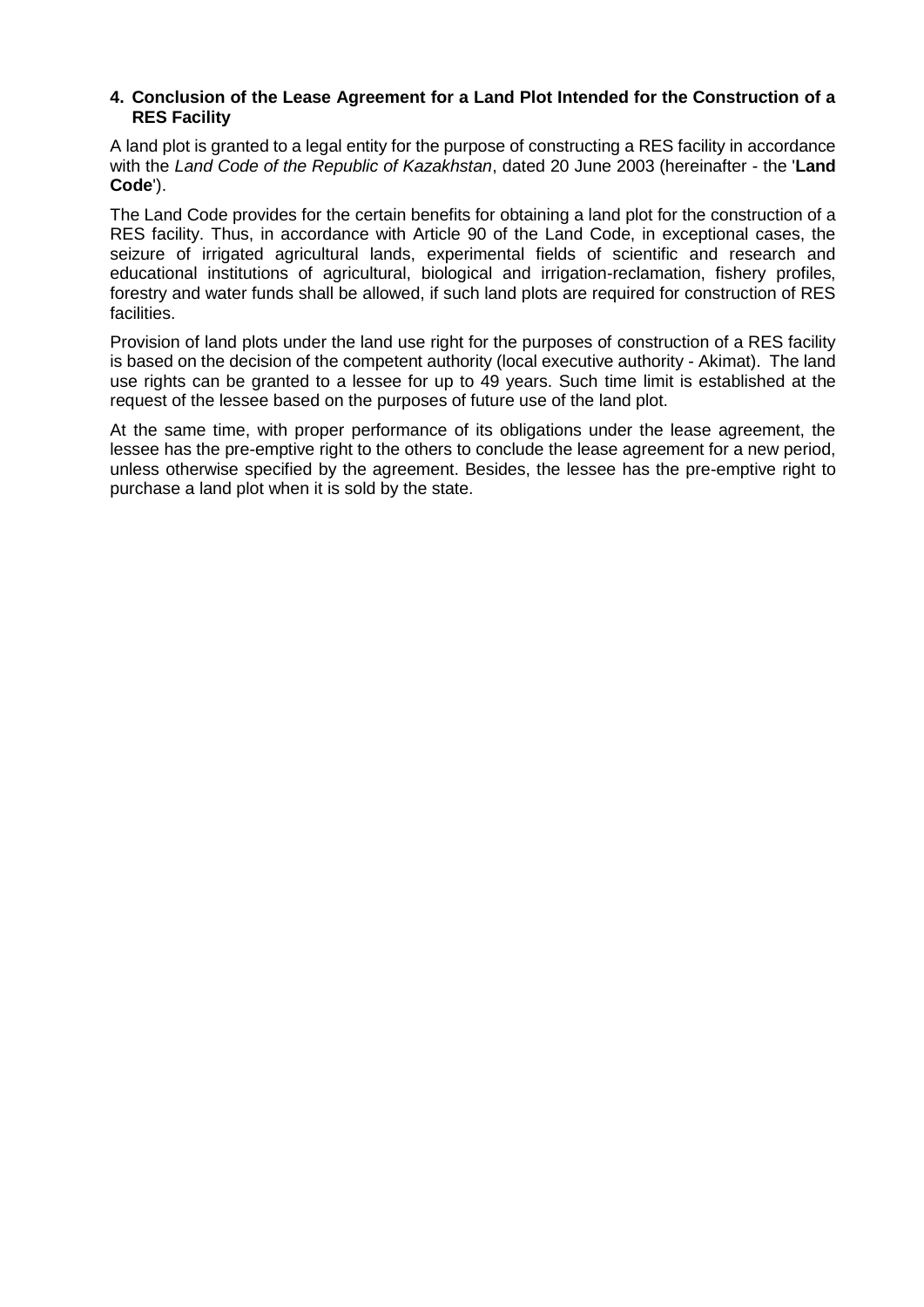## 4. Conclusion of the Lease Agreement for a Land Plot Intended for the Construction of a RES Facility

A land plot is granted to a legal entity for the purpose of constructing a RES facility in accordance with the *Land Code of the Republic of Kazakhstan*, dated 20 June 2003 (hereinafter - the '**Land Code**').

The Land Code provides for the certain benefits for obtaining a land plot for the construction of a RES facility. Thus, in accordance with Article 90 of the Land Code, in exceptional cases, the seizure of irrigated agricultural lands, experimental fields of scientific and research and educational institutions of agricultural, biological and irrigation-reclamation, fishery profiles, forestry and water funds shall be allowed, if such land plots are required for construction of RES facilities.

Provision of land plots under the land use right for the purposes of construction of a RES facility is based on the decision of the competent authority (local executive authority - Akimat). The land use rights can be granted to a lessee for up to 49 years. Such time limit is established at the request of the lessee based on the purposes of future use of the land plot.

At the same time, with proper performance of its obligations under the lease agreement, the lessee has the pre-emptive right to the others to conclude the lease agreement for a new period, unless otherwise specified by the agreement. Besides, the lessee has the pre-emptive right to purchase a land plot when it is sold by the state.